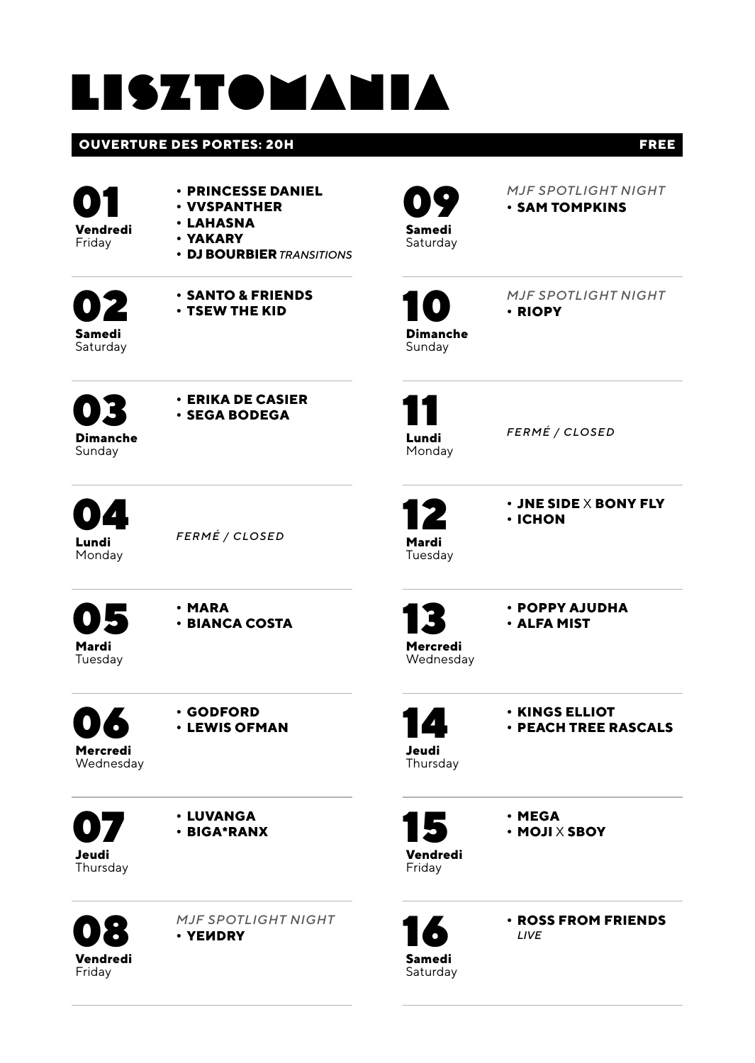# LISZTOMANIA

**OUVERTURE DES PORTES: 20H** **FREE**

## 01
**Vendredi**
Friday

- **PRINCESSE DANIEL**
- **VVSPANTHER**
- **LAHASNA**
- **YAKARY**
- **DJ BOURBIER** *TRANSITIONS*

## 02
**Samedi**
Saturday

- **SANTO & FRIENDS**
- **TSEW THE KID**

## 03
**Dimanche**
Sunday

- **ERIKA DE CASIER**
- **SEGA BODEGA**

## 04
**Lundi**
Monday

*FERMÉ / CLOSED*

## 05
**Mardi**
Tuesday

- **MARA**
- **BIANCA COSTA**

## 06
**Mercredi**
Wednesday

- **GODFORD**
- **LEWIS OFMAN**

## 07
**Jeudi**
Thursday

- **LUVANGA**
- **BIGA*RANX**

## 08
**Vendredi**
Friday

*MJF SPOTLIGHT NIGHT*
- **YEИDRY**

## 09
**Samedi**
Saturday

*MJF SPOTLIGHT NIGHT*
- **SAM TOMPKINS**

## 10
**Dimanche**
Sunday

*MJF SPOTLIGHT NIGHT*
- **RIOPY**

## 11
**Lundi**
Monday

*FERMÉ / CLOSED*

## 12
**Mardi**
Tuesday

- **JNE SIDE** X **BONY FLY**
- **ICHON**

## 13
**Mercredi**
Wednesday

- **POPPY AJUDHA**
- **ALFA MIST**

## 14
**Jeudi**
Thursday

- **KINGS ELLIOT**
- **PEACH TREE RASCALS**

## 15
**Vendredi**
Friday

- **MEGA**
- **MOJI** X **SBOY**

## 16
**Samedi**
Saturday

- **ROSS FROM FRIENDS**
  *LIVE*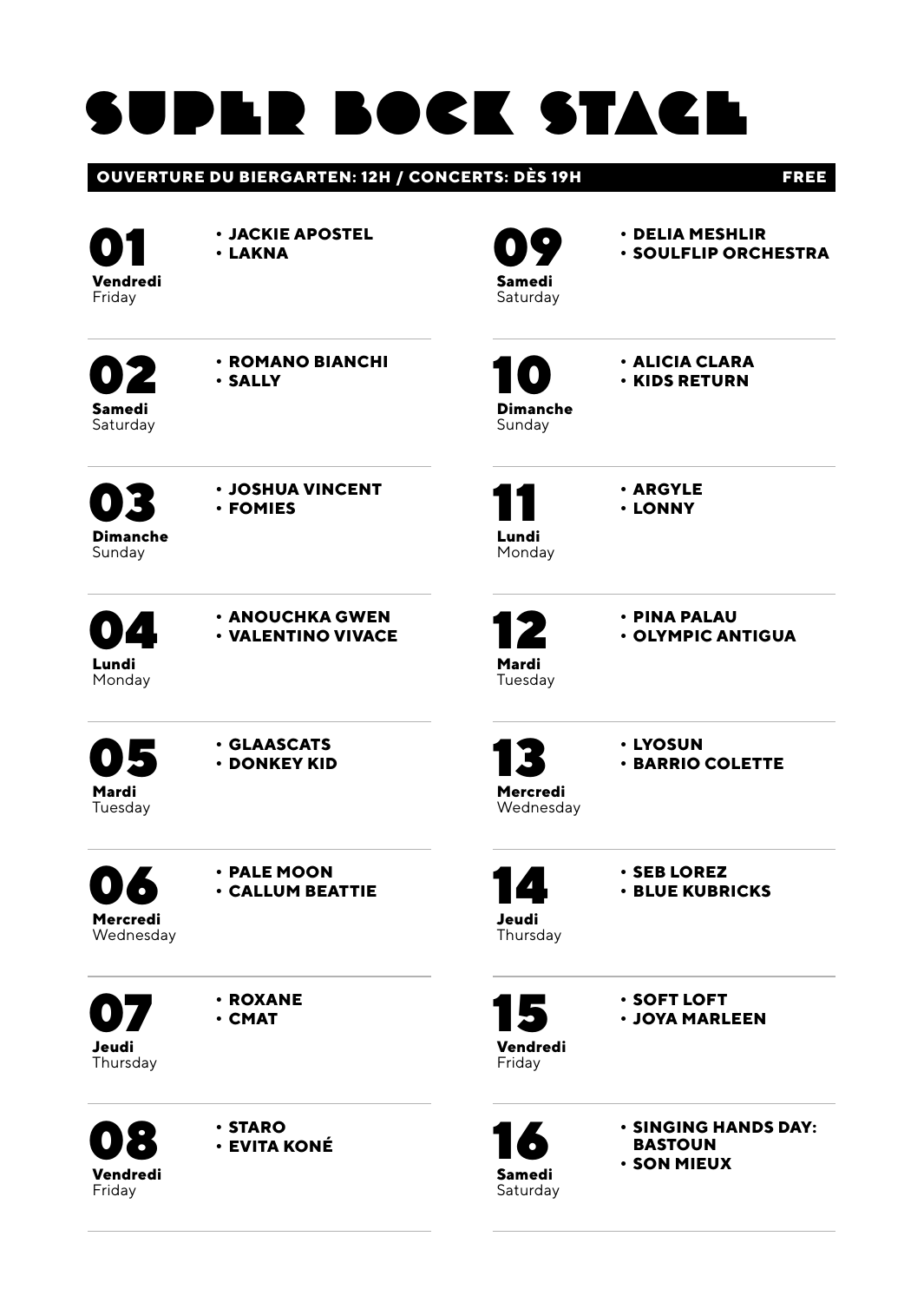# SUPER BOCK STAGE

**OUVERTURE DU BIERGARTEN: 12H / CONCERTS: DÈS 19H** **FREE**

**01**
**Vendredi**
Friday

- **JACKIE APOSTEL**
- **LAKNA**

**02**
**Samedi**
Saturday

- **ROMANO BIANCHI**
- **SALLY**

**03**
**Dimanche**
Sunday

- **JOSHUA VINCENT**
- **FOMIES**

**04**
**Lundi**
Monday

- **ANOUCHKA GWEN**
- **VALENTINO VIVACE**

**05**
**Mardi**
Tuesday

- **GLAASCATS**
- **DONKEY KID**

**06**
**Mercredi**
Wednesday

- **PALE MOON**
- **CALLUM BEATTIE**

**07**
**Jeudi**
Thursday

- **ROXANE**
- **CMAT**

**08**
**Vendredi**
Friday

- **STARO**
- **EVITA KONÉ**

**09**
**Samedi**
Saturday

- **DELIA MESHLIR**
- **SOULFLIP ORCHESTRA**

**10**
**Dimanche**
Sunday

- **ALICIA CLARA**
- **KIDS RETURN**

**11**
**Lundi**
Monday

- **ARGYLE**
- **LONNY**

**12**
**Mardi**
Tuesday

- **PINA PALAU**
- **OLYMPIC ANTIGUA**

**13**
**Mercredi**
Wednesday

- **LYOSUN**
- **BARRIO COLETTE**

**14**
**Jeudi**
Thursday

- **SEB LOREZ**
- **BLUE KUBRICKS**

**15**
**Vendredi**
Friday

- **SOFT LOFT**
- **JOYA MARLEEN**

**16**
**Samedi**
Saturday

- **SINGING HANDS DAY: BASTOUN**
- **SON MIEUX**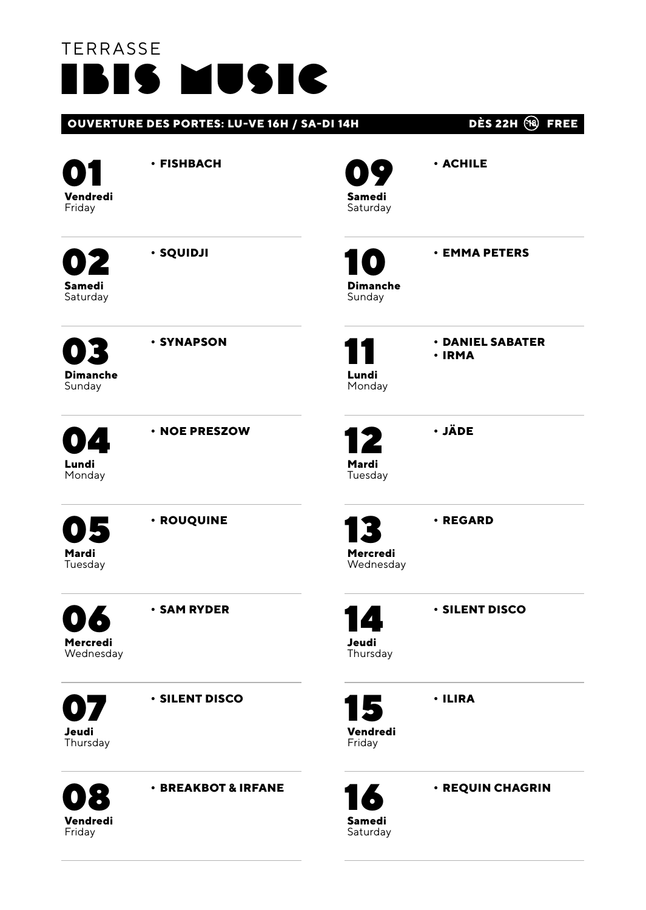TERRASSE

# IBIS MUSIC

**OUVERTURE DES PORTES: LU-VE 16H / SA-DI 14H** — **DÈS 22H (-18) FREE**

**01**
**Vendredi**
Friday
- **FISHBACH**

**02**
**Samedi**
Saturday
- **SQUIDJI**

**03**
**Dimanche**
Sunday
- **SYNAPSON**

**04**
**Lundi**
Monday
- **NOE PRESZOW**

**05**
**Mardi**
Tuesday
- **ROUQUINE**

**06**
**Mercredi**
Wednesday
- **SAM RYDER**

**07**
**Jeudi**
Thursday
- **SILENT DISCO**

**08**
**Vendredi**
Friday
- **BREAKBOT & IRFANE**

**09**
**Samedi**
Saturday
- **ACHILE**

**10**
**Dimanche**
Sunday
- **EMMA PETERS**

**11**
**Lundi**
Monday
- **DANIEL SABATER**
- **IRMA**

**12**
**Mardi**
Tuesday
- **JÄDE**

**13**
**Mercredi**
Wednesday
- **REGARD**

**14**
**Jeudi**
Thursday
- **SILENT DISCO**

**15**
**Vendredi**
Friday
- **ILIRA**

**16**
**Samedi**
Saturday
- **REQUIN CHAGRIN**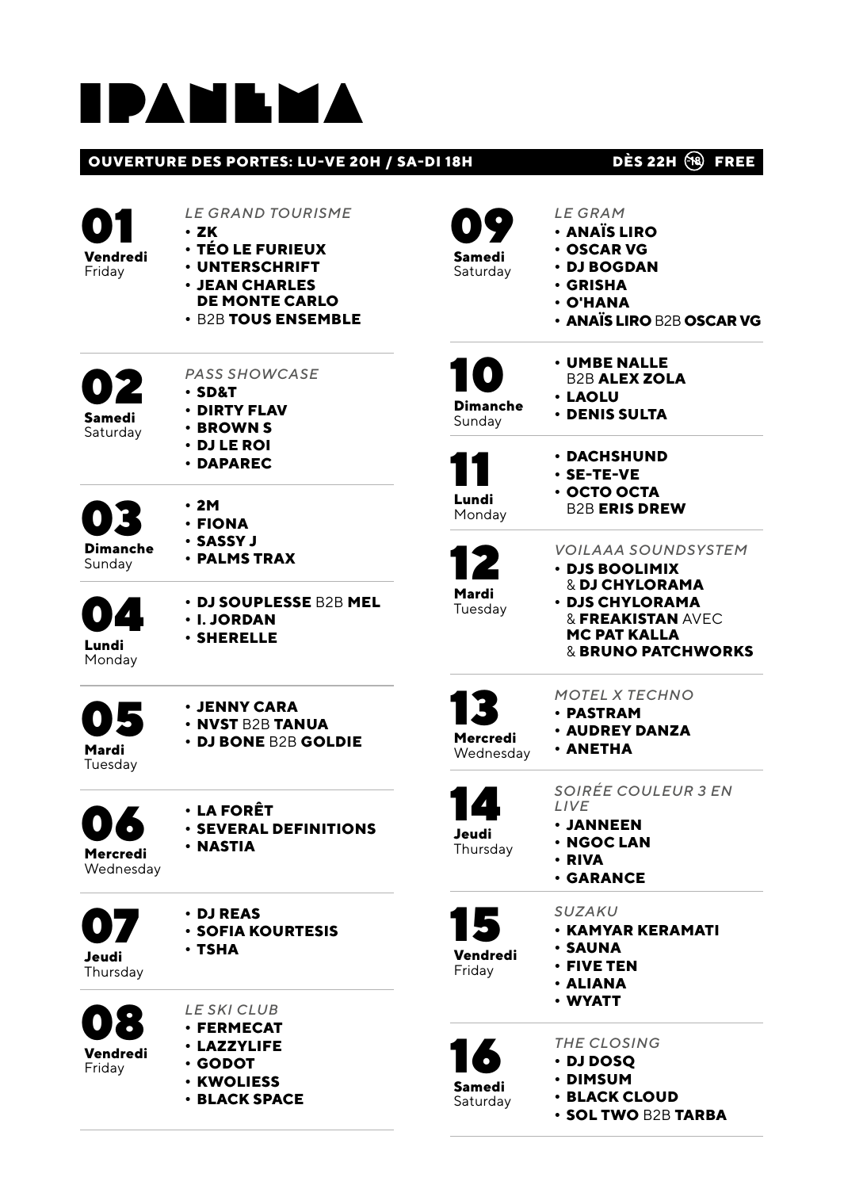# IPANEMA

**OUVERTURE DES PORTES: LU-VE 20H / SA-DI 18H** — **DÈS 22H (18) FREE**

## 01 Vendredi / Friday

*LE GRAND TOURISME*

- **ZK**
- **TÉO LE FURIEUX**
- **UNTERSCHRIFT**
- **JEAN CHARLES DE MONTE CARLO**
- B2B **TOUS ENSEMBLE**

## 02 Samedi / Saturday

*PASS SHOWCASE*

- **SD&T**
- **DIRTY FLAV**
- **BROWN S**
- **DJ LE ROI**
- **DAPAREC**

## 03 Dimanche / Sunday

- **2M**
- **FIONA**
- **SASSY J**
- **PALMS TRAX**

## 04 Lundi / Monday

- **DJ SOUPLESSE** B2B **MEL**
- **I. JORDAN**
- **SHERELLE**

## 05 Mardi / Tuesday

- **JENNY CARA**
- **NVST** B2B **TANUA**
- **DJ BONE** B2B **GOLDIE**

## 06 Mercredi / Wednesday

- **LA FORÊT**
- **SEVERAL DEFINITIONS**
- **NASTIA**

## 07 Jeudi / Thursday

- **DJ REAS**
- **SOFIA KOURTESIS**
- **TSHA**

## 08 Vendredi / Friday

*LE SKI CLUB*

- **FERMECAT**
- **LAZZYLIFE**
- **GODOT**
- **KWOLIESS**
- **BLACK SPACE**

## 09 Samedi / Saturday

*LE GRAM*

- **ANAÏS LIRO**
- **OSCAR VG**
- **DJ BOGDAN**
- **GRISHA**
- **O'HANA**
- **ANAÏS LIRO** B2B **OSCAR VG**

## 10 Dimanche / Sunday

- **UMBE NALLE** B2B **ALEX ZOLA**
- **LAOLU**
- **DENIS SULTA**

## 11 Lundi / Monday

- **DACHSHUND**
- **SE-TE-VE**
- **OCTO OCTA** B2B **ERIS DREW**

## 12 Mardi / Tuesday

*VOILAAA SOUNDSYSTEM*

- **DJS BOOLIMIX** & **DJ CHYLORAMA**
- **DJS CHYLORAMA** & **FREAKISTAN** AVEC **MC PAT KALLA** & **BRUNO PATCHWORKS**

## 13 Mercredi / Wednesday

*MOTEL X TECHNO*

- **PASTRAM**
- **AUDREY DANZA**
- **ANETHA**

## 14 Jeudi / Thursday

*SOIRÉE COULEUR 3 EN LIVE*

- **JANNEEN**
- **NGOC LAN**
- **RIVA**
- **GARANCE**

## 15 Vendredi / Friday

*SUZAKU*

- **KAMYAR KERAMATI**
- **SAUNA**
- **FIVE TEN**
- **ALIANA**
- **WYATT**

## 16 Samedi / Saturday

*THE CLOSING*

- **DJ DOSQ**
- **DIMSUM**
- **BLACK CLOUD**
- **SOL TWO** B2B **TARBA**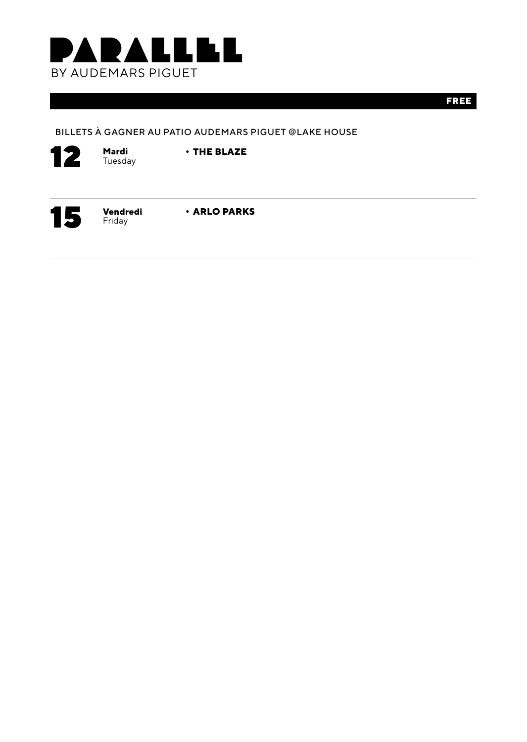# PARALLEL
BY AUDEMARS PIGUET

**FREE**

BILLETS À GAGNER AU PATIO AUDEMARS PIGUET @LAKE HOUSE

**12** **Mardi** Tuesday

- **THE BLAZE**

---

**15** **Vendredi** Friday

- **ARLO PARKS**

---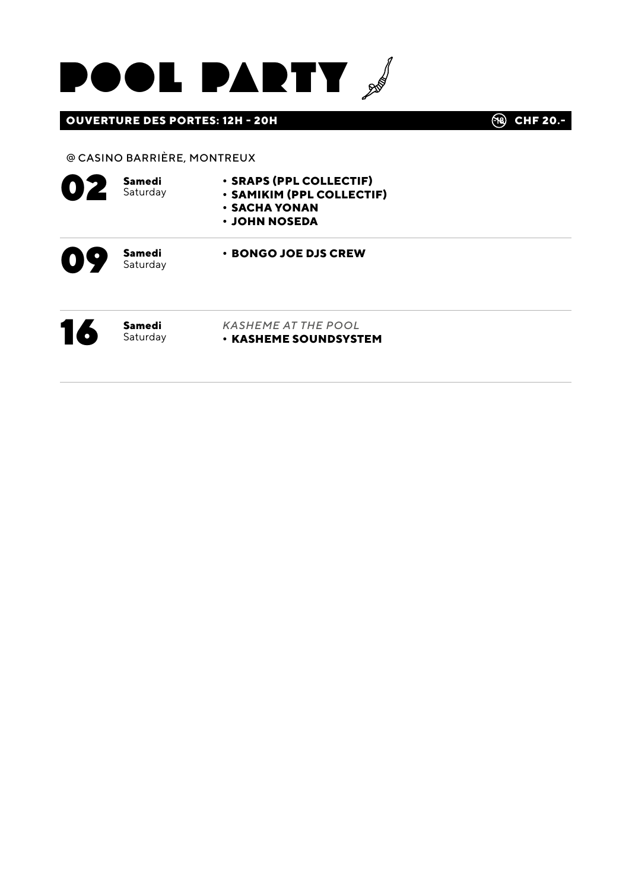# POOL PARTY

**OUVERTURE DES PORTES: 12H - 20H** — 18 **CHF 20.-**

@ CASINO BARRIÈRE, MONTREUX

**02** **Samedi** Saturday

- **SRAPS (PPL COLLECTIF)**
- **SAMIKIM (PPL COLLECTIF)**
- **SACHA YONAN**
- **JOHN NOSEDA**

**09** **Samedi** Saturday

- **BONGO JOE DJS CREW**

**16** **Samedi** Saturday

*KASHEME AT THE POOL*

- **KASHEME SOUNDSYSTEM**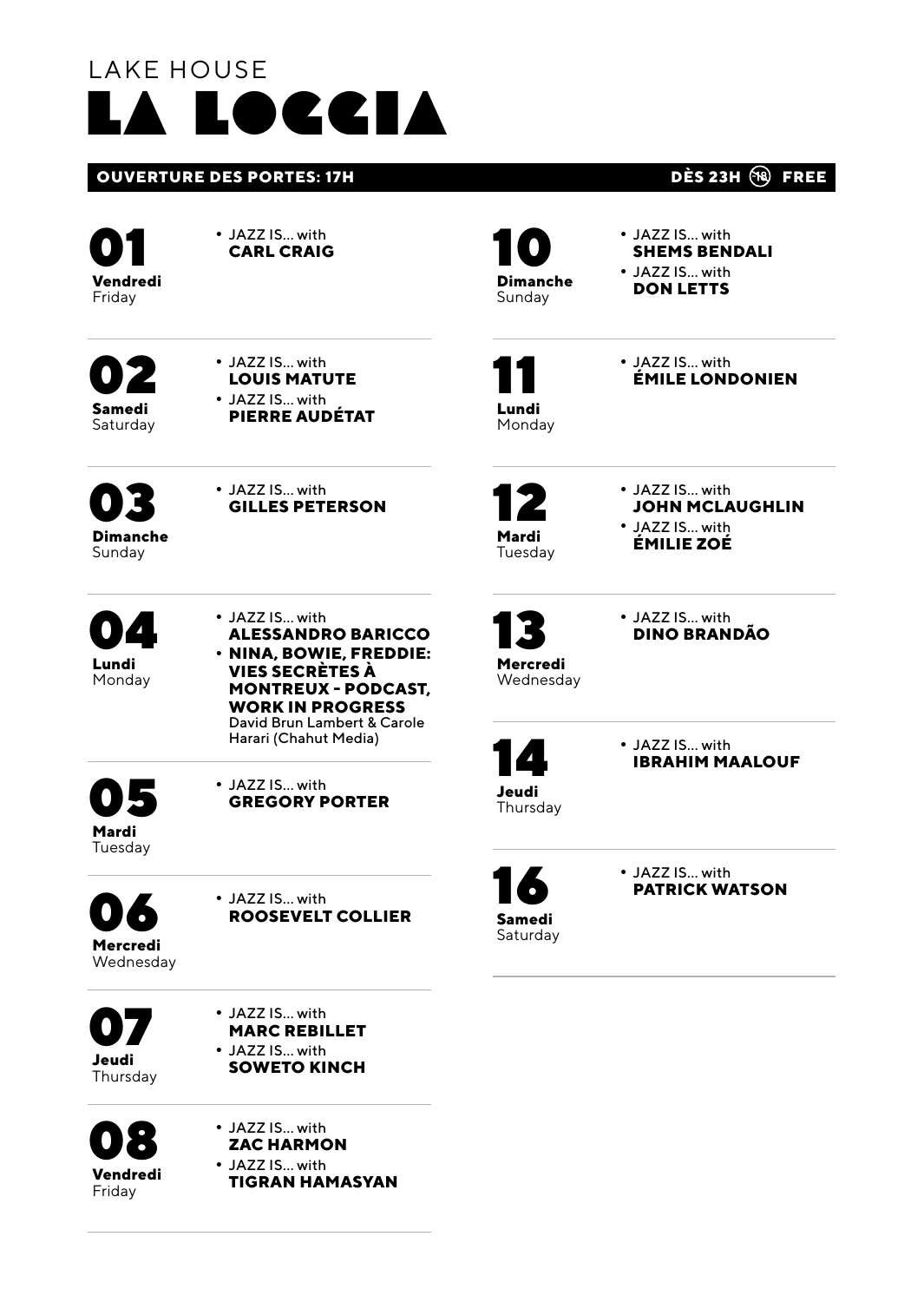LAKE HOUSE

# LA LOGGIA

**OUVERTURE DES PORTES: 17H** — **DÈS 23H (18) FREE**

**01**
**Vendredi**
Friday

- JAZZ IS... with **CARL CRAIG**

**02**
**Samedi**
Saturday

- JAZZ IS... with **LOUIS MATUTE**
- JAZZ IS... with **PIERRE AUDÉTAT**

**03**
**Dimanche**
Sunday

- JAZZ IS... with **GILLES PETERSON**

**04**
**Lundi**
Monday

- JAZZ IS... with **ALESSANDRO BARICCO**
- **NINA, BOWIE, FREDDIE: VIES SECRÈTES À MONTREUX - PODCAST, WORK IN PROGRESS**
  David Brun Lambert & Carole Harari (Chahut Media)

**05**
**Mardi**
Tuesday

- JAZZ IS... with **GREGORY PORTER**

**06**
**Mercredi**
Wednesday

- JAZZ IS... with **ROOSEVELT COLLIER**

**07**
**Jeudi**
Thursday

- JAZZ IS... with **MARC REBILLET**
- JAZZ IS... with **SOWETO KINCH**

**08**
**Vendredi**
Friday

- JAZZ IS... with **ZAC HARMON**
- JAZZ IS... with **TIGRAN HAMASYAN**

**10**
**Dimanche**
Sunday

- JAZZ IS... with **SHEMS BENDALI**
- JAZZ IS... with **DON LETTS**

**11**
**Lundi**
Monday

- JAZZ IS... with **ÉMILE LONDONIEN**

**12**
**Mardi**
Tuesday

- JAZZ IS... with **JOHN MCLAUGHLIN**
- JAZZ IS... with **ÉMILIE ZOÉ**

**13**
**Mercredi**
Wednesday

- JAZZ IS... with **DINO BRANDÃO**

**14**
**Jeudi**
Thursday

- JAZZ IS... with **IBRAHIM MAALOUF**

**16**
**Samedi**
Saturday

- JAZZ IS... with **PATRICK WATSON**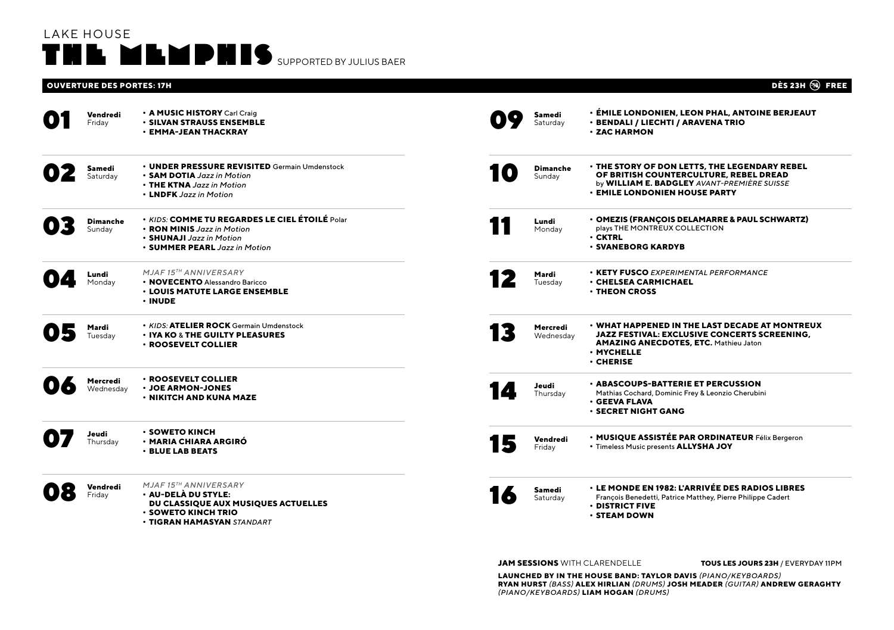# LAKE HOUSE
# THE MEMPHIS SUPPORTED BY JULIUS BAER

**OUVERTURE DES PORTES: 17H** — **DÈS 23H (16) FREE**

## 01 — Vendredi / Friday
- **A MUSIC HISTORY** Carl Craig
- **SILVAN STRAUSS ENSEMBLE**
- **EMMA-JEAN THACKRAY**

## 02 — Samedi / Saturday
- **UNDER PRESSURE REVISITED** Germain Umdenstock
- **SAM DOTIA** *Jazz in Motion*
- **THE KTNA** *Jazz in Motion*
- **LNDFK** *Jazz in Motion*

## 03 — Dimanche / Sunday
- *KIDS:* **COMME TU REGARDES LE CIEL ÉTOILÉ** Polar
- **RON MINIS** *Jazz in Motion*
- **SHUNAJI** *Jazz in Motion*
- **SUMMER PEARL** *Jazz in Motion*

## 04 — Lundi / Monday
*MJAF 15TH ANNIVERSARY*
- **NOVECENTO** Alessandro Baricco
- **LOUIS MATUTE LARGE ENSEMBLE**
- **INUDE**

## 05 — Mardi / Tuesday
- *KIDS:* **ATELIER ROCK** Germain Umdenstock
- **IYA KO** & **THE GUILTY PLEASURES**
- **ROOSEVELT COLLIER**

## 06 — Mercredi / Wednesday
- **ROOSEVELT COLLIER**
- **JOE ARMON-JONES**
- **NIKITCH AND KUNA MAZE**

## 07 — Jeudi / Thursday
- **SOWETO KINCH**
- **MARIA CHIARA ARGIRÓ**
- **BLUE LAB BEATS**

## 08 — Vendredi / Friday
*MJAF 15TH ANNIVERSARY*
- **AU-DELÀ DU STYLE: DU CLASSIQUE AUX MUSIQUES ACTUELLES**
- **SOWETO KINCH TRIO**
- **TIGRAN HAMASYAN** *STANDART*

## 09 — Samedi / Saturday
- **ÉMILE LONDONIEN, LEON PHAL, ANTOINE BERJEAUT**
- **BENDALI / LIECHTI / ARAVENA TRIO**
- **ZAC HARMON**

## 10 — Dimanche / Sunday
- **THE STORY OF DON LETTS, THE LEGENDARY REBEL OF BRITISH COUNTERCULTURE, REBEL DREAD** by **WILLIAM E. BADGLEY** *AVANT-PREMIÈRE SUISSE*
- **EMILE LONDONIEN HOUSE PARTY**

## 11 — Lundi / Monday
- **OMEZIS (FRANÇOIS DELAMARRE & PAUL SCHWARTZ)** plays THE MONTREUX COLLECTION
- **CKTRL**
- **SVANEBORG KARDYB**

## 12 — Mardi / Tuesday
- **KETY FUSCO** *EXPERIMENTAL PERFORMANCE*
- **CHELSEA CARMICHAEL**
- **THEON CROSS**

## 13 — Mercredi / Wednesday
- **WHAT HAPPENED IN THE LAST DECADE AT MONTREUX JAZZ FESTIVAL: EXCLUSIVE CONCERTS SCREENING, AMAZING ANECDOTES, ETC.** Mathieu Jaton
- **MYCHELLE**
- **CHERISE**

## 14 — Jeudi / Thursday
- **ABASCOUPS-BATTERIE ET PERCUSSION** Mathias Cochard, Dominic Frey & Leonzio Cherubini
- **GEEVA FLAVA**
- **SECRET NIGHT GANG**

## 15 — Vendredi / Friday
- **MUSIQUE ASSISTÉE PAR ORDINATEUR** Félix Bergeron
- Timeless Music presents **ALLYSHA JOY**

## 16 — Samedi / Saturday
- **LE MONDE EN 1982: L'ARRIVÉE DES RADIOS LIBRES** François Benedetti, Patrice Matthey, Pierre Philippe Cadert
- **DISTRICT FIVE**
- **STEAM DOWN**

**JAM SESSIONS** WITH CLARENDELLE — **TOUS LES JOURS 23H** / EVERYDAY 11PM

**LAUNCHED BY IN THE HOUSE BAND: TAYLOR DAVIS** *(PIANO/KEYBOARDS)* **RYAN HURST** *(BASS)* **ALEX HIRLIAN** *(DRUMS)* **JOSH MEADER** *(GUITAR)* **ANDREW GERAGHTY** *(PIANO/KEYBOARDS)* **LIAM HOGAN** *(DRUMS)*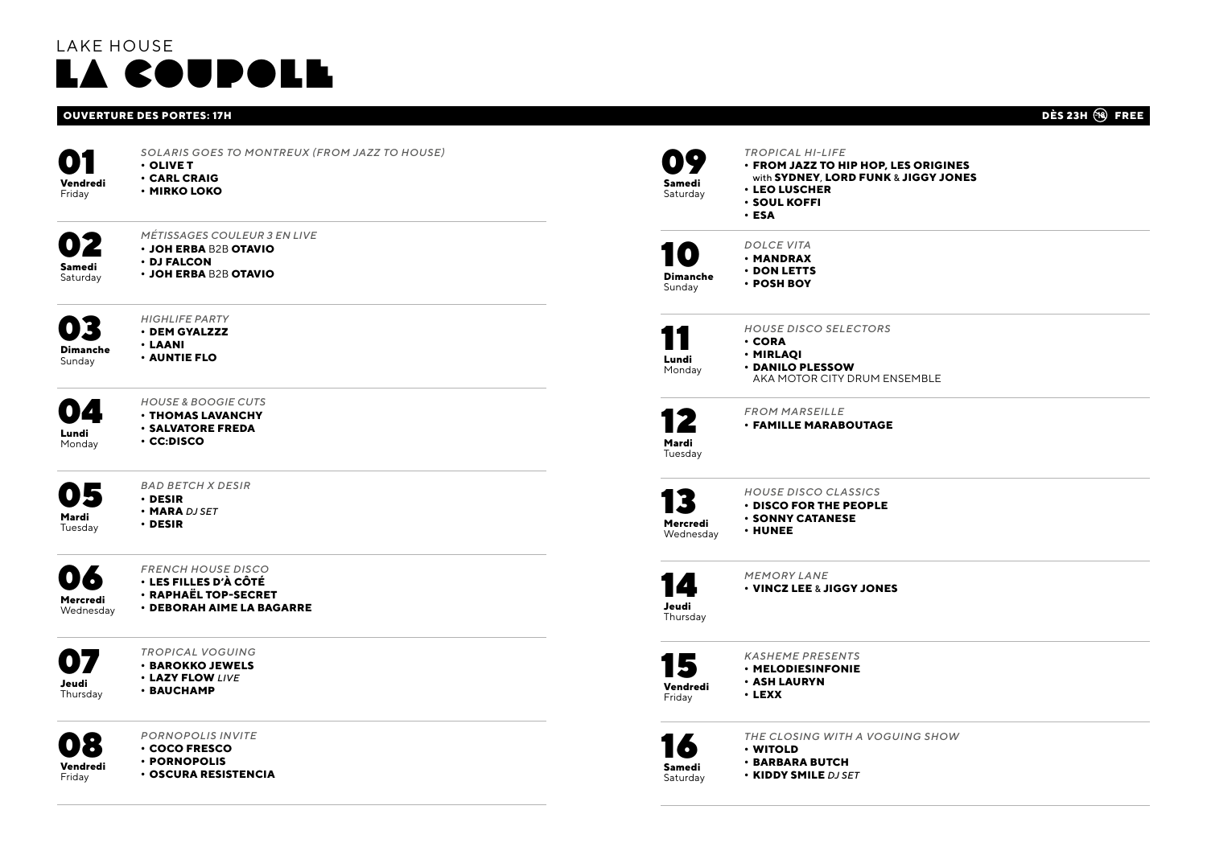LAKE HOUSE

# LA COUPOLE

**OUVERTURE DES PORTES: 17H** — **DÈS 23H (16) FREE**

## 01 — Vendredi / Friday

*SOLARIS GOES TO MONTREUX (FROM JAZZ TO HOUSE)*

- **OLIVE T**
- **CARL CRAIG**
- **MIRKO LOKO**

## 02 — Samedi / Saturday

*MÉTISSAGES COULEUR 3 EN LIVE*

- **JOH ERBA** B2B **OTAVIO**
- **DJ FALCON**
- **JOH ERBA** B2B **OTAVIO**

## 03 — Dimanche / Sunday

*HIGHLIFE PARTY*

- **DEM GYALZZZ**
- **LAANI**
- **AUNTIE FLO**

## 04 — Lundi / Monday

*HOUSE & BOOGIE CUTS*

- **THOMAS LAVANCHY**
- **SALVATORE FREDA**
- **CC:DISCO**

## 05 — Mardi / Tuesday

*BAD BETCH X DESIR*

- **DESIR**
- **MARA** *DJ SET*
- **DESIR**

## 06 — Mercredi / Wednesday

*FRENCH HOUSE DISCO*

- **LES FILLES D'À CÔTÉ**
- **RAPHAËL TOP-SECRET**
- **DEBORAH AIME LA BAGARRE**

## 07 — Jeudi / Thursday

*TROPICAL VOGUING*

- **BAROKKO JEWELS**
- **LAZY FLOW** *LIVE*
- **BAUCHAMP**

## 08 — Vendredi / Friday

*PORNOPOLIS INVITE*

- **COCO FRESCO**
- **PORNOPOLIS**
- **OSCURA RESISTENCIA**

## 09 — Samedi / Saturday

*TROPICAL HI-LIFE*

- **FROM JAZZ TO HIP HOP, LES ORIGINES** with **SYDNEY**, **LORD FUNK** & **JIGGY JONES**
- **LEO LUSCHER**
- **SOUL KOFFI**
- **ESA**

## 10 — Dimanche / Sunday

*DOLCE VITA*

- **MANDRAX**
- **DON LETTS**
- **POSH BOY**

## 11 — Lundi / Monday

*HOUSE DISCO SELECTORS*

- **CORA**
- **MIRLAQI**
- **DANILO PLESSOW** AKA MOTOR CITY DRUM ENSEMBLE

## 12 — Mardi / Tuesday

*FROM MARSEILLE*

- **FAMILLE MARABOUTAGE**

## 13 — Mercredi / Wednesday

*HOUSE DISCO CLASSICS*

- **DISCO FOR THE PEOPLE**
- **SONNY CATANESE**
- **HUNEE**

## 14 — Jeudi / Thursday

*MEMORY LANE*

- **VINCZ LEE** & **JIGGY JONES**

## 15 — Vendredi / Friday

*KASHEME PRESENTS*

- **MELODIESINFONIE**
- **ASH LAURYN**
- **LEXX**

## 16 — Samedi / Saturday

*THE CLOSING WITH A VOGUING SHOW*

- **WITOLD**
- **BARBARA BUTCH**
- **KIDDY SMILE** *DJ SET*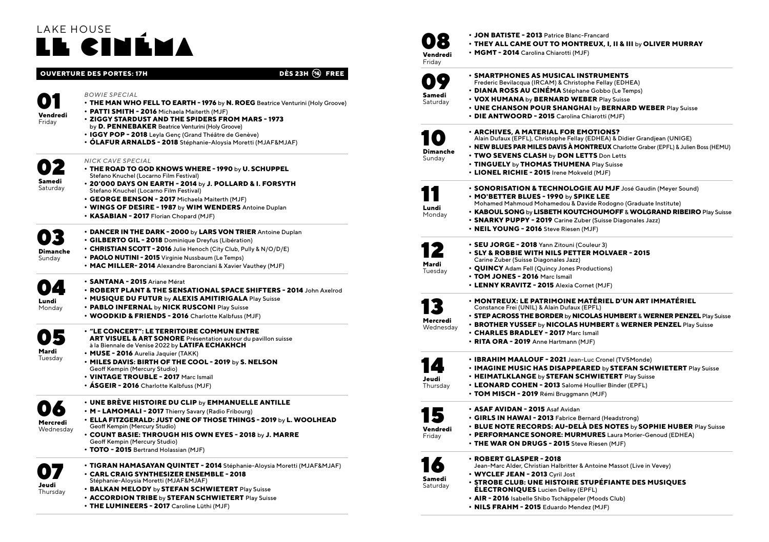LAKE HOUSE

# LE CINÉMA

**OUVERTURE DES PORTES: 17H** — **DÈS 23H (18) FREE**

## 01 Vendredi / Friday

*BOWIE SPECIAL*

- **THE MAN WHO FELL TO EARTH - 1976** by **N. ROEG** Beatrice Venturini (Holy Groove)
- **PATTI SMITH - 2016** Michaela Maiterth (MJF)
- **ZIGGY STARDUST AND THE SPIDERS FROM MARS - 1973** by **D. PENNEBAKER** Beatrice Venturini (Holy Groove)
- **IGGY POP - 2018** Leyla Genç (Grand Théâtre de Genève)
- **ÓLAFUR ARNALDS - 2018** Stéphanie-Aloysia Moretti (MJAF&MJAF)

## 02 Samedi / Saturday

*NICK CAVE SPECIAL*

- **THE ROAD TO GOD KNOWS WHERE - 1990** by **U. SCHUPPEL** Stefano Knuchel (Locarno Film Festival)
- **20'000 DAYS ON EARTH - 2014** by **J. POLLARD & I. FORSYTH** Stefano Knuchel (Locarno Film Festival)
- **GEORGE BENSON - 2017** Michaela Maiterth (MJF)
- **WINGS OF DESIRE - 1987** by **WIM WENDERS** Antoine Duplan
- **KASABIAN - 2017** Florian Chopard (MJF)

## 03 Dimanche / Sunday

- **DANCER IN THE DARK - 2000** by **LARS VON TRIER** Antoine Duplan
- **GILBERTO GIL - 2018** Dominique Dreyfus (Libération)
- **CHRISTIAN SCOTT - 2016** Julie Henoch (City Club, Pully & N/O/D/E)
- **PAOLO NUTINI - 2015** Virginie Nussbaum (Le Temps)
- **MAC MILLER- 2014** Alexandre Baronciani & Xavier Vauthey (MJF)

## 04 Lundi / Monday

- **SANTANA - 2015** Ariane Mérat
- **ROBERT PLANT & THE SENSATIONAL SPACE SHIFTERS - 2014** John Axelrod
- **MUSIQUE DU FUTUR** by **ALEXIS AMITIRIGALA** Play Suisse
- **PABLO INFERNAL** by **NICK RUSCONI** Play Suisse
- **WOODKID & FRIENDS - 2016** Charlotte Kalbfuss (MJF)

## 05 Mardi / Tuesday

- **"LE CONCERT": LE TERRITOIRE COMMUN ENTRE ART VISUEL & ART SONORE** Présentation autour du pavillon suisse à la Biennale de Venise 2022 by **LATIFA ECHAKHCH**
- **MUSE - 2016** Aurelia Jaquier (TAKK)
- **MILES DAVIS: BIRTH OF THE COOL - 2019** by **S. NELSON** Geoff Kempin (Mercury Studio)
- **VINTAGE TROUBLE - 2017** Marc Ismaïl
- **ÁSGEIR - 2016** Charlotte Kalbfuss (MJF)

## 06 Mercredi / Wednesday

- **UNE BRÈVE HISTOIRE DU CLIP** by **EMMANUELLE ANTILLE**
- **M - LAMOMALI - 2017** Thierry Savary (Radio Fribourg)
- **ELLA FITZGERALD: JUST ONE OF THOSE THINGS - 2019** by **L. WOOLHEAD** Geoff Kempin (Mercury Studio)
- **COUNT BASIE: THROUGH HIS OWN EYES - 2018** by **J. MARRE** Geoff Kempin (Mercury Studio)
- **TOTO - 2015** Bertrand Holassian (MJF)

## 07 Jeudi / Thursday

- **TIGRAN HAMASAYAN QUINTET - 2014** Stéphanie-Aloysia Moretti (MJAF&MJAF)
- **CARL CRAIG SYNTHESIZER ENSEMBLE - 2018** Stéphanie-Aloysia Moretti (MJAF&MJAF)
- **BALKAN MELODY** by **STEFAN SCHWIETERT** Play Suisse
- **ACCORDION TRIBE** by **STEFAN SCHWIETERT** Play Suisse
- **THE LUMINEERS - 2017** Caroline Lüthi (MJF)

## 08 Vendredi / Friday

- **JON BATISTE - 2013** Patrice Blanc-Francard
- **THEY ALL CAME OUT TO MONTREUX, I, II & III** by **OLIVER MURRAY**
- **MGMT - 2014** Carolina Chiarotti (MJF)

## 09 Samedi / Saturday

- **SMARTPHONES AS MUSICAL INSTRUMENTS** Frederic Bevilacqua (IRCAM) & Christophe Fellay (EDHEA)
- **DIANA ROSS AU CINÉMA** Stéphane Gobbo (Le Temps)
- **VOX HUMANA** by **BERNARD WEBER** Play Suisse
- **UNE CHANSON POUR SHANGHAI** by **BERNARD WEBER** Play Suisse
- **DIE ANTWOORD - 2015** Carolina Chiarotti (MJF)

## 10 Dimanche / Sunday

- **ARCHIVES, A MATERIAL FOR EMOTIONS?** Alain Dufaux (EPFL), Christophe Fellay (EDHEA) & Didier Grandjean (UNIGE)
- **NEW BLUES PAR MILES DAVIS À MONTREUX** Charlotte Graber (EPFL) & Julien Boss (HEMU)
- **TWO SEVENS CLASH** by **DON LETTS** Don Letts
- **TINGUELY** by **THOMAS THUMENA** Play Suisse
- **LIONEL RICHIE - 2015** Irene Mokveld (MJF)

## 11 Lundi / Monday

- **SONORISATION & TECHNOLOGIE AU MJF** José Gaudin (Meyer Sound)
- **MO'BETTER BLUES - 1990** by **SPIKE LEE** Mohamed Mahmoud Mohamedou & Davide Rodogno (Graduate Institute)
- **KABOUL SONG** by **LISBETH KOUTCHOUMOFF** & **WOLGRAND RIBEIRO** Play Suisse
- **SNARKY PUPPY - 2019** Carine Zuber (Suisse Diagonales Jazz)
- **NEIL YOUNG - 2016** Steve Riesen (MJF)

## 12 Mardi / Tuesday

- **SEU JORGE - 2018** Yann Zitouni (Couleur 3)
- **SLY & ROBBIE WITH NILS PETTER MOLVAER - 2015** Carine Zuber (Suisse Diagonales Jazz)
- **QUINCY** Adam Fell (Quincy Jones Productions)
- **TOM JONES - 2016** Marc Ismaïl
- **LENNY KRAVITZ - 2015** Alexia Cornet (MJF)

## 13 Mercredi / Wednesday

- **MONTREUX: LE PATRIMOINE MATÉRIEL D'UN ART IMMATÉRIEL** Constance Frei (UNIL) & Alain Dufaux (EPFL)
- **STEP ACROSS THE BORDER** by **NICOLAS HUMBERT** & **WERNER PENZEL** Play Suisse
- **BROTHER YUSSEF** by **NICOLAS HUMBERT** & **WERNER PENZEL** Play Suisse
- **CHARLES BRADLEY - 2017** Marc Ismaïl
- **RITA ORA - 2019** Anne Hartmann (MJF)

## 14 Jeudi / Thursday

- **IBRAHIM MAALOUF - 2021** Jean-Luc Cronel (TV5Monde)
- **IMAGINE MUSIC HAS DISAPPEARED** by **STEFAN SCHWIETERT** Play Suisse
- **HEIMATLKLANGE** by **STEFAN SCHWIETERT** Play Suisse
- **LEONARD COHEN - 2013** Salomé Houllier Binder (EPFL)
- **TOM MISCH - 2019** Rémi Bruggmann (MJF)

## 15 Vendredi / Friday

- **ASAF AVIDAN - 2015** Asaf Avidan
- **GIRLS IN HAWAI - 2013** Fabrice Bernard (Headstrong)
- **BLUE NOTE RECORDS: AU-DELÀ DES NOTES** by **SOPHIE HUBER** Play Suisse
- **PERFORMANCE SONORE: MURMURES** Laura Morier-Genoud (EDHEA)
- **THE WAR ON DRUGS - 2015** Steve Riesen (MJF)

## 16 Samedi / Saturday

- **ROBERT GLASPER - 2018** Jean-Marc Alder, Christian Halbritter & Antoine Massot (Live in Vevey)
- **WYCLEF JEAN - 2013** Cyril Jost
- **STROBE CLUB: UNE HISTOIRE STUPÉFIANTE DES MUSIQUES ÉLECTRONIQUES** Lucien Delley (EPFL)
- **AIR - 2016** Isabelle Shibo Tschäppeler (Moods Club)
- **NILS FRAHM - 2015** Eduardo Mendez (MJF)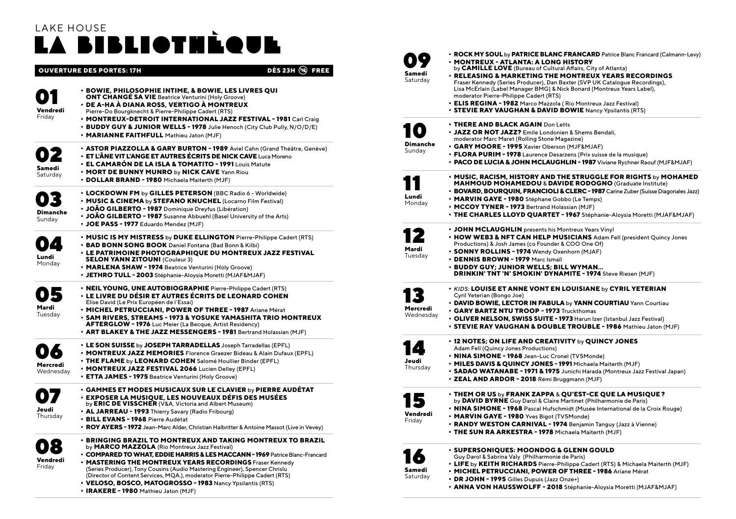LAKE HOUSE

# LA BIBLIOTHÈQUE

**OUVERTURE DES PORTES: 17H** — **DÈS 23H (18) FREE**

## 01 Vendredi / Friday

- **BOWIE, PHILOSOPHIE INTIME, & BOWIE, LES LIVRES QUI ONT CHANGÉ SA VIE** Beatrice Venturini (Holy Groove)
- **DE A-HA À DIANA ROSS, VERTIGO À MONTREUX** Pierre-Do Bourgknecht & Pierre-Philippe Cadert (RTS)
- **MONTREUX-DETROIT INTERNATIONAL JAZZ FESTIVAL - 1981** Carl Craig
- **BUDDY GUY & JUNIOR WELLS - 1978** Julie Henoch (City Club Pully, N/O/D/E)
- **MARIANNE FAITHFULL** Mathieu Jaton (MJF)

## 02 Samedi / Saturday

- **ASTOR PIAZZOLLA & GARY BURTON - 1989** Aviel Cahn (Grand Théâtre, Genève)
- **ET L'ÂNE VIT L'ANGE ET AUTRES ÉCRITS DE NICK CAVE** Luca Moreno
- **EL CAMARÓN DE LA ISLA & TOMATITO - 1991** Louis Matute
- **MORT DE BUNNY MUNRO** by **NICK CAVE** Yann Riou
- **DOLLAR BRAND - 1980** Michaela Maiterth (MJF)

## 03 Dimanche / Sunday

- **LOCKDOWN FM** by **GILLES PETERSON** (BBC Radio 6 - Worldwide)
- **MUSIC & CINEMA** by **STEFANO KNUCHEL** (Locarno Film Festival)
- **JOÃO GILBERTO - 1987** Dominique Dreyfus (Libération)
- **JOÃO GILBERTO - 1987** Susanne Abbuehl (Basel University of the Arts)
- **JOE PASS - 1977** Eduardo Mendez (MJF)

## 04 Lundi / Monday

- **MUSIC IS MY MISTRESS** by **DUKE ELLINGTON** Pierre-Philippe Cadert (RTS)
- **BAD BONN SONG BOOK** Daniel Fontana (Bad Bonn & Kilbi)
- **LE PATRIMOINE PHOTOGRAPHIQUE DU MONTREUX JAZZ FESTIVAL SELON YANN ZITOUNI** (Couleur 3)
- **MARLENA SHAW - 1974** Beatrice Venturini (Holy Groove)
- **JETHRO TULL - 2003** Stéphanie-Aloysia Moretti (MJAF&MJAF)

## 05 Mardi / Tuesday

- **NEIL YOUNG, UNE AUTOBIOGRAPHIE** Pierre-Philippe Cadert (RTS)
- **LE LIVRE DU DÉSIR ET AUTRES ÉCRITS DE LEONARD COHEN** Elise David (Le Prix Européen de l'Essai)
- **MICHEL PETRUCCIANI, POWER OF THREE - 1987** Ariane Mérat
- **SAM RIVERS, STREAMS - 1973 & YOSUKE YAMASHITA TRIO MONTREUX AFTERGLOW - 1976** Luc Meier (La Becque, Artist Residency)
- **ART BLAKEY & THE JAZZ MESSENGERS - 1981** Bertrand Holassian (MJF)

## 06 Mercredi / Wednesday

- **LE SON SUISSE** by **JOSEPH TARRADELLAS** Joseph Tarradellas (EPFL)
- **MONTREUX JAZZ MEMORIES** Florence Graezer Bideau & Alain Dufaux (EPFL)
- **THE FLAME** by **LEONARD COHEN** Salomé Houllier Binder (EPFL)
- **MONTREUX JAZZ FESTIVAL 2066** Lucien Delley (EPFL)
- **ETTA JAMES - 1975** Beatrice Venturini (Holy Groove)

## 07 Jeudi / Thursday

- **GAMMES ET MODES MUSICAUX SUR LE CLAVIER** by **PIERRE AUDÉTAT**
- **EXPOSER LA MUSIQUE, LES NOUVEAUX DÉFIS DES MUSÉES** by **ERIC DE VISSCHER** (V&A, Victoria and Albert Museum)
- **AL JARREAU - 1993** Thierry Savary (Radio Fribourg)
- **BILL EVANS - 1968** Pierre Audétat
- **ROY AYERS - 1972** Jean-Marc Alder, Christian Halbritter & Antoine Massot (Live in Vevey)

## 08 Vendredi / Friday

- **BRINGING BRAZIL TO MONTREUX AND TAKING MONTREUX TO BRAZIL** by **MARCO MAZZOLA** (Rio Montreux Jazz Festival)
- **COMPARED TO WHAT, EDDIE HARRIS & LES MACCANN - 1969** Patrice Blanc-Francard
- **MASTERING THE MONTREUX YEARS RECORDINGS** Fraser Kennedy (Series Producer), Tony Cousins (Audio Mastering Engineer), Spencer Chrislu (Director of Content Services, MQA.), moderator Pierre-Philippe Cadert (RTS)
- **VELOSO, BOSCO, MATOGROSSO - 1983** Nancy Ypsilantis (RTS)
- **IRAKERE - 1980** Mathieu Jaton (MJF)

## 09 Samedi / Saturday

- **ROCK MY SOUL** by **PATRICE BLANC FRANCARD** Patrice Blanc Francard (Calmann-Levy)
- **MONTREUX - ATLANTA: A LONG HISTORY** by **CAMILLE LOVE** (Bureau of Cultural Affairs, City of Atlanta)
- **RELEASING & MARKETING THE MONTREUX YEARS RECORDINGS** Fraser Kennedy (Series Producer), Dan Baxter (SVP UK Catalogue Recordings), Lisa McErlain (Label Manager BMG) & Nick Bonard (Montreux Years Label), moderator Pierre-Philippe Cadert (RTS)
- **ELIS REGINA - 1982** Marco Mazzola ( Rio Montreux Jazz Festival)
- **STEVIE RAY VAUGHAN & DAVID BOWIE** Nancy Ypsilantis (RTS)

## 10 Dimanche / Sunday

- **THERE AND BLACK AGAIN** Don Letts
- **JAZZ OR NOT JAZZ?** Emile Londonien & Shems Bendali, moderator Marc Maret (Rolling Stone Magazine)
- **GARY MOORE - 1995** Xavier Oberson (MJF&MJAF)
- **FLORA PURIM - 1978** Laurence Desarzens (Prix suisse de la musique)
- **PACO DE LUCIA & JOHN MCLAUGHLIN - 1987** Viviane Rychner Raouf (MJF&MJAF)

## 11 Lundi / Monday

- **MUSIC, RACISM, HISTORY AND THE STRUGGLE FOR RIGHTS** by **MOHAMED MAHMOUD MOHAMEDOU** & **DAVIDE RODOGNO** (Graduate Institute)
- **BOVARD, BOURQUIN, FRANCIOLI & CLERC - 1987** Carine Zuber (Suisse Diagonales Jazz)
- **MARVIN GAYE - 1980** Stéphane Gobbo (Le Temps)
- **MCCOY TYNER - 1973** Bertrand Holassian (MJF)
- **THE CHARLES LLOYD QUARTET - 1967** Stéphanie-Aloysia Moretti (MJAF&MJAF)

## 12 Mardi / Tuesday

- **JOHN MCLAUGHLIN** presents his Montreux Years Vinyl
- **HOW WEB3 & NFT CAN HELP MUSICIANS** Adam Fell (president Quincy Jones Productions) & Josh James (co Founder & COO One Of)
- **SONNY ROLLINS - 1974** Wendy Oxenhorn (MJAF)
- **DENNIS BROWN - 1979** Marc Ismaïl
- **BUDDY GUY; JUNIOR WELLS; BILL WYMAN... DRINKIN' TNT 'N' SMOKIN' DYNAMITE - 1974** Steve Riesen (MJF)

## 13 Mercredi / Wednesday

- *KIDS:* **LOUISE ET ANNE VONT EN LOUISIANE** by **CYRIL YETERIAN** Cyril Yeterian (Bongo Joe)
- **DAVID BOWIE, LECTOR IN FABULA** by **YANN COURTIAU** Yann Courtiau
- **GARY BARTZ NTU TROOP - 1973** Truckthomas
- **OLIVER NELSON, SWISS SUITE - 1973** Harun Izer (Istanbul Jazz Festival)
- **STEVIE RAY VAUGHAN & DOUBLE TROUBLE - 1986** Mathieu Jaton (MJF)

## 14 Jeudi / Thursday

- **12 NOTES; ON LIFE AND CREATIVITY** by **QUINCY JONES** Adam Fell (Quincy Jones Productions)
- **NINA SIMONE - 1968** Jean-Luc Cronel (TV5Monde)
- **MILES DAVIS & QUINCY JONES - 1991** Michaela Maiterth (MJF)
- **SADAO WATANABE - 1971 & 1975** Junichi Harada (Montreux Jazz Festival Japan)
- **ZEAL AND ARDOR - 2018** Rémi Bruggmann (MJF)

## 15 Vendredi / Friday

- **THEM OR US** by **FRANK ZAPPA** & **QU'EST-CE QUE LA MUSIQUE ?** by **DAVID BYRNE** Guy Darol & Claire Martinet (Philharmonie de Paris)
- **NINA SIMONE - 1968** Pascal Hufschmidt (Musée International de la Croix Rouge)
- **MARVIN GAYE - 1980** Yves Bigot (TV5Monde)
- **RANDY WESTON CARNIVAL - 1974** Benjamin Tanguy (Jazz à Vienne)
- **THE SUN RA ARKESTRA - 1978** Michaela Maiterth (MJF)

## 16 Samedi / Saturday

- **SUPERSONIQUES: MOONDOG & GLENN GOULD** Guy Darol & Sabrina Valy (Philharmonie de Paris)
- **LIFE** by **KEITH RICHARDS** Pierre-Philippe Cadert (RTS) & Michaela Maiterth (MJF)
- **MICHEL PETRUCCIANI, POWER OF THREE - 1986** Ariane Mérat
- **DR JOHN - 1995** Gilles Dupuis (Jazz Onze+)
- **ANNA VON HAUSSWOLFF - 2018** Stéphanie-Aloysia Moretti (MJAF&MJAF)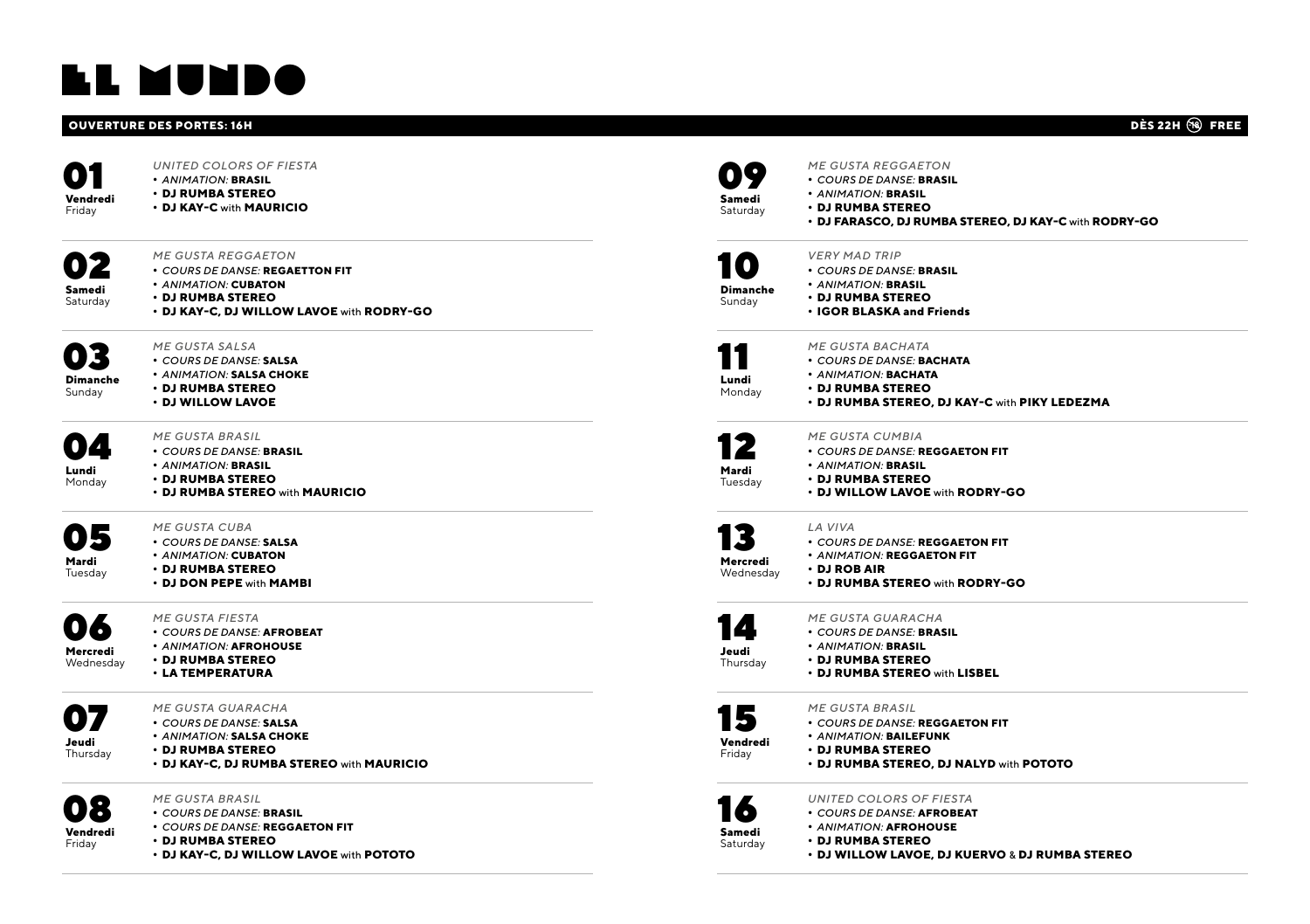# EL MUNDO

**OUVERTURE DES PORTES: 16H** — **DÈS 22H (16) FREE**

## 01 Vendredi / Friday

*UNITED COLORS OF FIESTA*

- *ANIMATION:* **BRASIL**
- **DJ RUMBA STEREO**
- **DJ KAY-C** with **MAURICIO**

## 02 Samedi / Saturday

*ME GUSTA REGGAETON*

- *COURS DE DANSE:* **REGAETTON FIT**
- *ANIMATION:* **CUBATON**
- **DJ RUMBA STEREO**
- **DJ KAY-C, DJ WILLOW LAVOE** with **RODRY-GO**

## 03 Dimanche / Sunday

*ME GUSTA SALSA*

- *COURS DE DANSE:* **SALSA**
- *ANIMATION:* **SALSA CHOKE**
- **DJ RUMBA STEREO**
- **DJ WILLOW LAVOE**

## 04 Lundi / Monday

*ME GUSTA BRASIL*

- *COURS DE DANSE:* **BRASIL**
- *ANIMATION:* **BRASIL**
- **DJ RUMBA STEREO**
- **DJ RUMBA STEREO** with **MAURICIO**

## 05 Mardi / Tuesday

*ME GUSTA CUBA*

- *COURS DE DANSE:* **SALSA**
- *ANIMATION:* **CUBATON**
- **DJ RUMBA STEREO**
- **DJ DON PEPE** with **MAMBI**

## 06 Mercredi / Wednesday

*ME GUSTA FIESTA*

- *COURS DE DANSE:* **AFROBEAT**
- *ANIMATION:* **AFROHOUSE**
- **DJ RUMBA STEREO**
- **LA TEMPERATURA**

## 07 Jeudi / Thursday

*ME GUSTA GUARACHA*

- *COURS DE DANSE:* **SALSA**
- *ANIMATION:* **SALSA CHOKE**
- **DJ RUMBA STEREO**
- **DJ KAY-C, DJ RUMBA STEREO** with **MAURICIO**

## 08 Vendredi / Friday

*ME GUSTA BRASIL*

- *COURS DE DANSE:* **BRASIL**
- *COURS DE DANSE:* **REGGAETON FIT**
- **DJ RUMBA STEREO**
- **DJ KAY-C, DJ WILLOW LAVOE** with **POTOTO**

## 09 Samedi / Saturday

*ME GUSTA REGGAETON*

- *COURS DE DANSE:* **BRASIL**
- *ANIMATION:* **BRASIL**
- **DJ RUMBA STEREO**
- **DJ FARASCO, DJ RUMBA STEREO, DJ KAY-C** with **RODRY-GO**

## 10 Dimanche / Sunday

*VERY MAD TRIP*

- *COURS DE DANSE:* **BRASIL**
- *ANIMATION:* **BRASIL**
- **DJ RUMBA STEREO**
- **IGOR BLASKA and Friends**

## 11 Lundi / Monday

*ME GUSTA BACHATA*

- *COURS DE DANSE:* **BACHATA**
- *ANIMATION:* **BACHATA**
- **DJ RUMBA STEREO**
- **DJ RUMBA STEREO, DJ KAY-C** with **PIKY LEDEZMA**

## 12 Mardi / Tuesday

*ME GUSTA CUMBIA*

- *COURS DE DANSE:* **REGGAETON FIT**
- *ANIMATION:* **BRASIL**
- **DJ RUMBA STEREO**
- **DJ WILLOW LAVOE** with **RODRY-GO**

## 13 Mercredi / Wednesday

*LA VIVA*

- *COURS DE DANSE:* **REGGAETON FIT**
- *ANIMATION:* **REGGAETON FIT**
- **DJ ROB AIR**
- **DJ RUMBA STEREO** with **RODRY-GO**

## 14 Jeudi / Thursday

*ME GUSTA GUARACHA*

- *COURS DE DANSE:* **BRASIL**
- *ANIMATION:* **BRASIL**
- **DJ RUMBA STEREO**
- **DJ RUMBA STEREO** with **LISBEL**

## 15 Vendredi / Friday

*ME GUSTA BRASIL*

- *COURS DE DANSE:* **REGGAETON FIT**
- *ANIMATION:* **BAILEFUNK**
- **DJ RUMBA STEREO**
- **DJ RUMBA STEREO, DJ NALYD** with **POTOTO**

## 16 Samedi / Saturday

*UNITED COLORS OF FIESTA*

- *COURS DE DANSE:* **AFROBEAT**
- *ANIMATION:* **AFROHOUSE**
- **DJ RUMBA STEREO**
- **DJ WILLOW LAVOE, DJ KUERVO** & **DJ RUMBA STEREO**